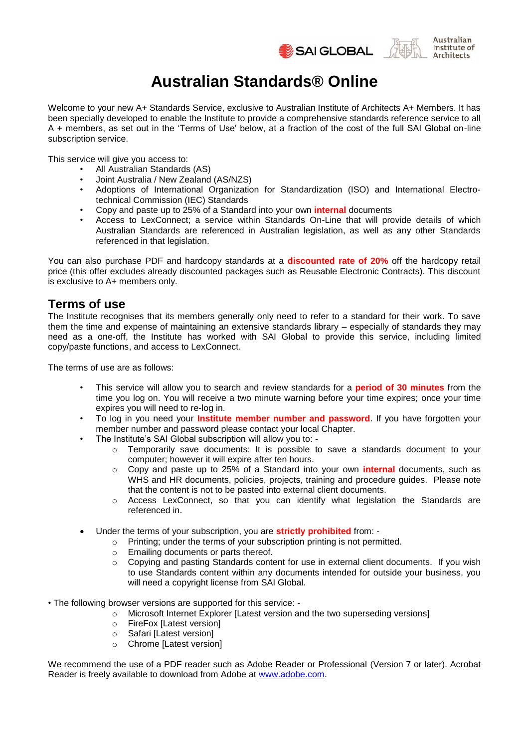# Australian Standards® Online

Welcome to your new A+ Standards Service, exclusive to Australian Institute of Architects A+ Members. It has been specially developed to enable the Institute to provide a comprehensive standards reference service to all A + members, as set out in the 'Terms of Use' below, at a fraction of the cost of the full SAI Global on-line subscription service.

This service will give you access to:

- All Australian Standards (AS)
- Joint Australia / New Zealand (AS/NZS)
- Adoptions of International Organization for Standardization (ISO) and International Electro-technical Commission (IEC) Standards
- Copy and paste up to 25% of a Standard into your own **internal** documents
- Access to LexConnect; a service within Standards On-Line that will provide details of which Australian Standards are referenced in Australian legislation, as well as any other Standards referenced in that legislation.

You can also purchase PDF and hardcopy standards at a **discounted rate of 20%** off the hardcopy retail price (this offer excludes already discounted packages such as Reusable Electronic Contracts). This discount is exclusive to A+ members only.

## Terms of use

The Institute recognises that its members generally only need to refer to a standard for their work. To save them the time and expense of maintaining an extensive standards library – especially of standards they may need as a one-off, the Institute has worked with SAI Global to provide this service, including limited copy/paste functions, and access to LexConnect.

The terms of use are as follows:

- This service will allow you to search and review standards for a **period of 30 minutes** from the time you log on. You will receive a two minute warning before your time expires; once your time expires you will need to re-log in.
- To log in you need your **Institute member number and password**. If you have forgotten your member number and password please contact your local Chapter.
- The Institute's SAI Global subscription will allow you to: -
  - Temporarily save documents: It is possible to save a standards document to your computer; however it will expire after ten hours.
  - Copy and paste up to 25% of a Standard into your own **internal** documents, such as WHS and HR documents, policies, projects, training and procedure guides. Please note that the content is not to be pasted into external client documents.
  - Access LexConnect, so that you can identify what legislation the Standards are referenced in.

- Under the terms of your subscription, you are **strictly prohibited** from: -
  - Printing; under the terms of your subscription printing is not permitted.
  - Emailing documents or parts thereof.
  - Copying and pasting Standards content for use in external client documents. If you wish to use Standards content within any documents intended for outside your business, you will need a copyright license from SAI Global.

- The following browser versions are supported for this service: -
  - Microsoft Internet Explorer [Latest version and the two superseding versions]
  - FireFox [Latest version]
  - Safari [Latest version]
  - Chrome [Latest version]

We recommend the use of a PDF reader such as Adobe Reader or Professional (Version 7 or later). Acrobat Reader is freely available to download from Adobe at www.adobe.com.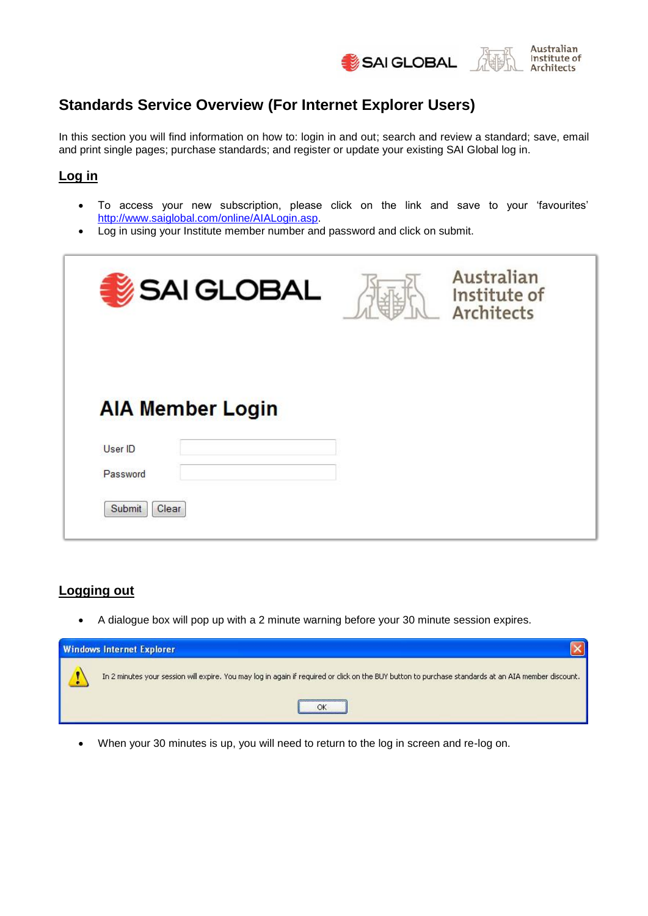# Standards Service Overview (For Internet Explorer Users)

In this section you will find information on how to: login in and out; search and review a standard; save, email and print single pages; purchase standards; and register or update your existing SAI Global log in.

## Log in

- To access your new subscription, please click on the link and save to your 'favourites' http://www.saiglobal.com/online/AIALogin.asp.
- Log in using your Institute member number and password and click on submit.

AIA Member Login

User ID

Password

Submit Clear

## Logging out

- A dialogue box will pop up with a 2 minute warning before your 30 minute session expires.

Windows Internet Explorer

In 2 minutes your session will expire. You may log in again if required or click on the BUY button to purchase standards at an AIA member discount.

OK

- When your 30 minutes is up, you will need to return to the log in screen and re-log on.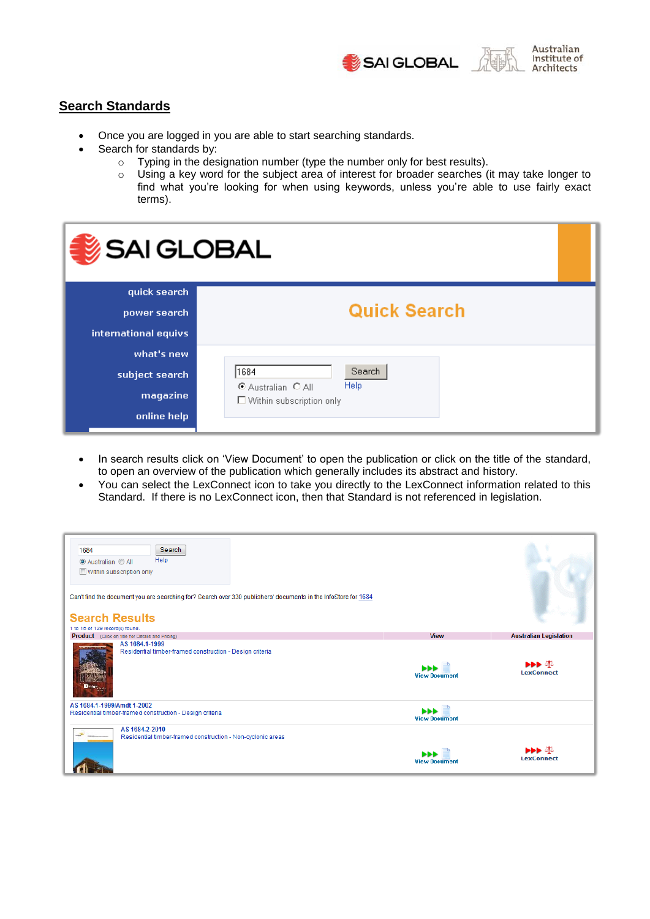## Search Standards

- Once you are logged in you are able to start searching standards.
- Search for standards by:
  - Typing in the designation number (type the number only for best results).
  - Using a key word for the subject area of interest for broader searches (it may take longer to find what you're looking for when using keywords, unless you're able to use fairly exact terms).

- In search results click on 'View Document' to open the publication or click on the title of the standard, to open an overview of the publication which generally includes its abstract and history.
- You can select the LexConnect icon to take you directly to the LexConnect information related to this Standard. If there is no LexConnect icon, then that Standard is not referenced in legislation.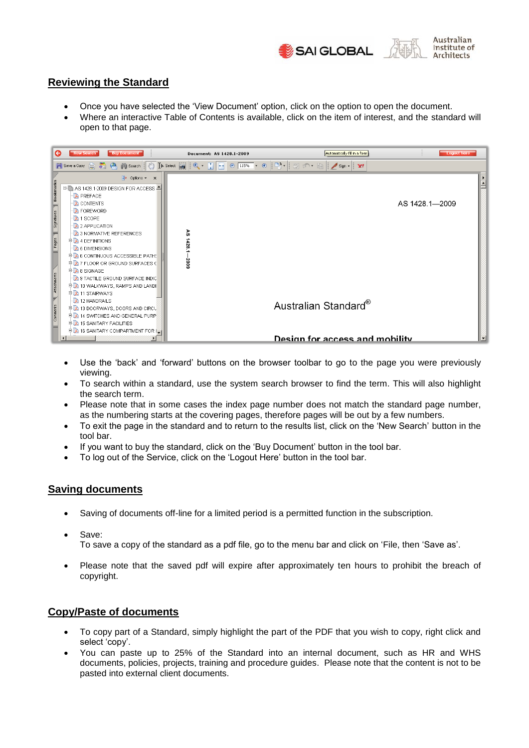## Reviewing the Standard

- Once you have selected the 'View Document' option, click on the option to open the document.
- Where an interactive Table of Contents is available, click on the item of interest, and the standard will open to that page.

- Use the 'back' and 'forward' buttons on the browser toolbar to go to the page you were previously viewing.
- To search within a standard, use the system search browser to find the term. This will also highlight the search term.
- Please note that in some cases the index page number does not match the standard page number, as the numbering starts at the covering pages, therefore pages will be out by a few numbers.
- To exit the page in the standard and to return to the results list, click on the 'New Search' button in the tool bar.
- If you want to buy the standard, click on the 'Buy Document' button in the tool bar.
- To log out of the Service, click on the 'Logout Here' button in the tool bar.

## Saving documents

- Saving of documents off-line for a limited period is a permitted function in the subscription.
- Save:
  To save a copy of the standard as a pdf file, go to the menu bar and click on 'File, then 'Save as'.
- Please note that the saved pdf will expire after approximately ten hours to prohibit the breach of copyright.

## Copy/Paste of documents

- To copy part of a Standard, simply highlight the part of the PDF that you wish to copy, right click and select 'copy'.
- You can paste up to 25% of the Standard into an internal document, such as HR and WHS documents, policies, projects, training and procedure guides. Please note that the content is not to be pasted into external client documents.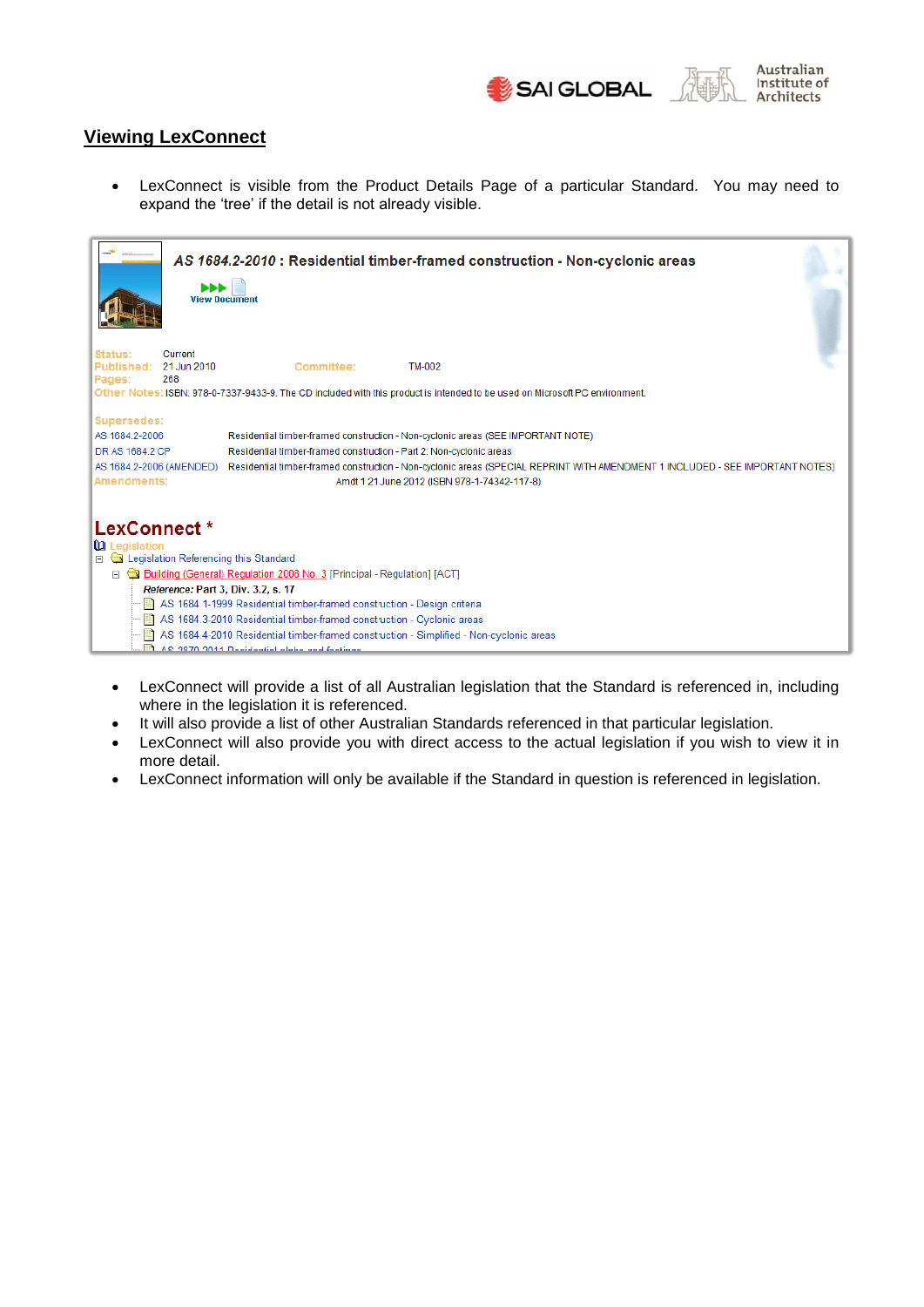## Viewing LexConnect

- LexConnect is visible from the Product Details Page of a particular Standard. You may need to expand the 'tree' if the detail is not already visible.

**AS 1684.2-2010 : Residential timber-framed construction - Non-cyclonic areas**

View Document

Status: Current
Published: 21 Jun 2010 Committee: TM-002
Pages: 268
Other Notes: ISBN: 978-0-7337-9433-9. The CD included with this product is intended to be used on Microsoft PC environment.

Supersedes:

| | |
|---|---|
| AS 1684.2-2006 | Residential timber-framed construction - Non-cyclonic areas (SEE IMPORTANT NOTE) |
| DR AS 1684.2 CP | Residential timber-framed construction - Part 2: Non-cyclonic areas |
| AS 1684.2-2006 (AMENDED) | Residential timber-framed construction - Non-cyclonic areas (SPECIAL REPRINT WITH AMENDMENT 1 INCLUDED - SEE IMPORTANT NOTES) |

Amendments: Amdt 1 21 June 2012 (ISBN 978-1-74342-117-8)

**LexConnect** *

Legislation

Legislation Referencing this Standard

Building (General) Regulation 2008 No. 3 [Principal - Regulation] [ACT]

***Reference:*** Part 3, Div. 3.2, s. 17

- AS 1684.1-1999 Residential timber-framed construction - Design criteria
- AS 1684.3-2010 Residential timber-framed construction - Cyclonic areas
- AS 1684.4-2010 Residential timber-framed construction - Simplified - Non-cyclonic areas
- AS 2870-2011 Residential slabs and footings

---

- LexConnect will provide a list of all Australian legislation that the Standard is referenced in, including where in the legislation it is referenced.
- It will also provide a list of other Australian Standards referenced in that particular legislation.
- LexConnect will also provide you with direct access to the actual legislation if you wish to view it in more detail.
- LexConnect information will only be available if the Standard in question is referenced in legislation.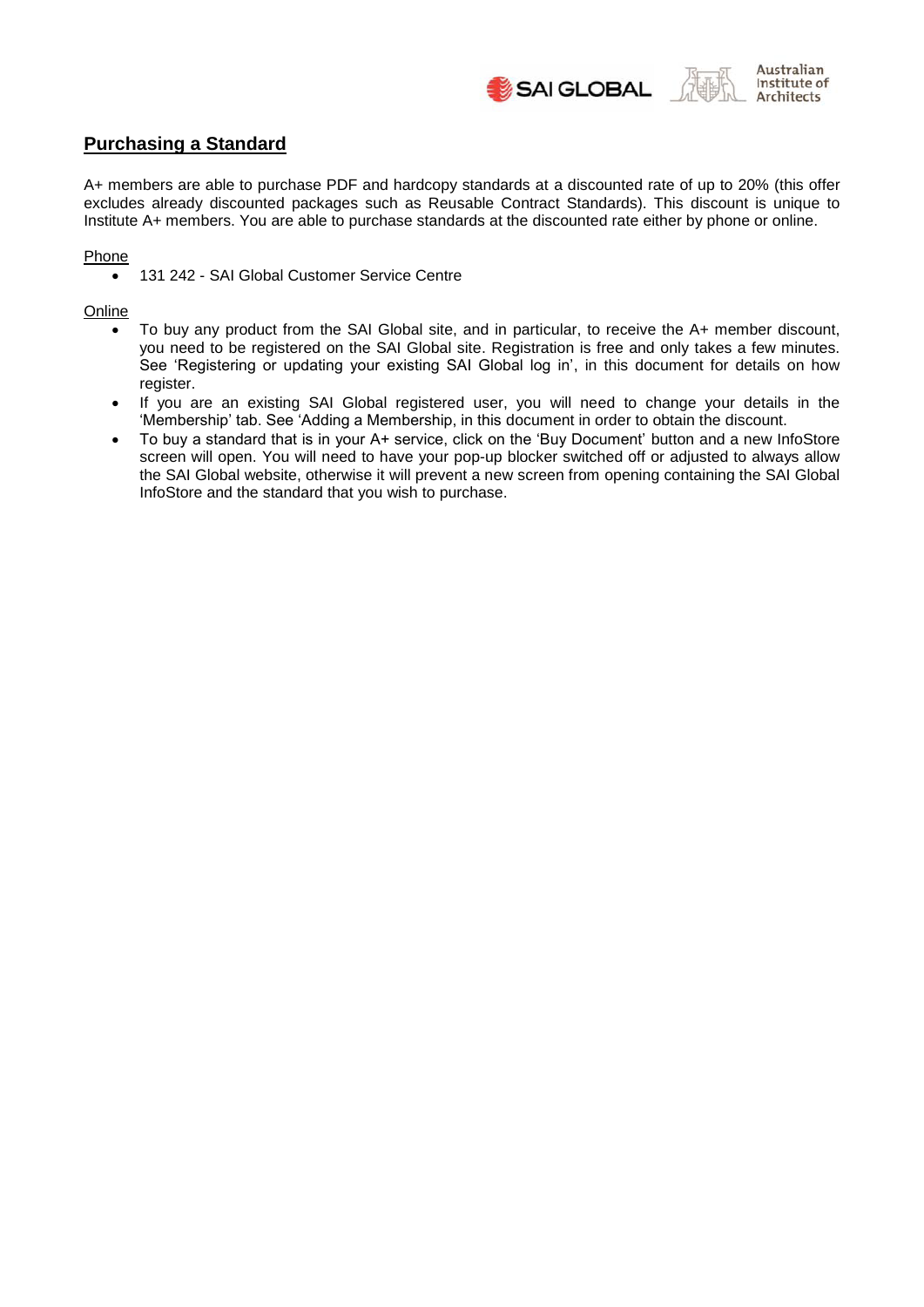## Purchasing a Standard

A+ members are able to purchase PDF and hardcopy standards at a discounted rate of up to 20% (this offer excludes already discounted packages such as Reusable Contract Standards). This discount is unique to Institute A+ members. You are able to purchase standards at the discounted rate either by phone or online.

Phone

- 131 242 - SAI Global Customer Service Centre

Online

- To buy any product from the SAI Global site, and in particular, to receive the A+ member discount, you need to be registered on the SAI Global site. Registration is free and only takes a few minutes. See 'Registering or updating your existing SAI Global log in', in this document for details on how register.
- If you are an existing SAI Global registered user, you will need to change your details in the 'Membership' tab. See 'Adding a Membership, in this document in order to obtain the discount.
- To buy a standard that is in your A+ service, click on the 'Buy Document' button and a new InfoStore screen will open. You will need to have your pop-up blocker switched off or adjusted to always allow the SAI Global website, otherwise it will prevent a new screen from opening containing the SAI Global InfoStore and the standard that you wish to purchase.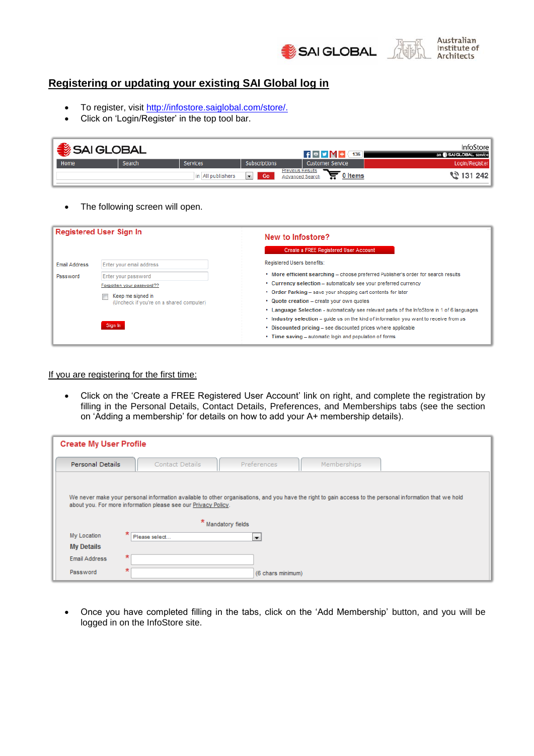## Registering or updating your existing SAI Global log in

- To register, visit http://infostore.saiglobal.com/store/.
- Click on 'Login/Register' in the top tool bar.

- The following screen will open.

If you are registering for the first time:

- Click on the 'Create a FREE Registered User Account' link on right, and complete the registration by filling in the Personal Details, Contact Details, Preferences, and Memberships tabs (see the section on 'Adding a membership' for details on how to add your A+ membership details).

- Once you have completed filling in the tabs, click on the 'Add Membership' button, and you will be logged in on the InfoStore site.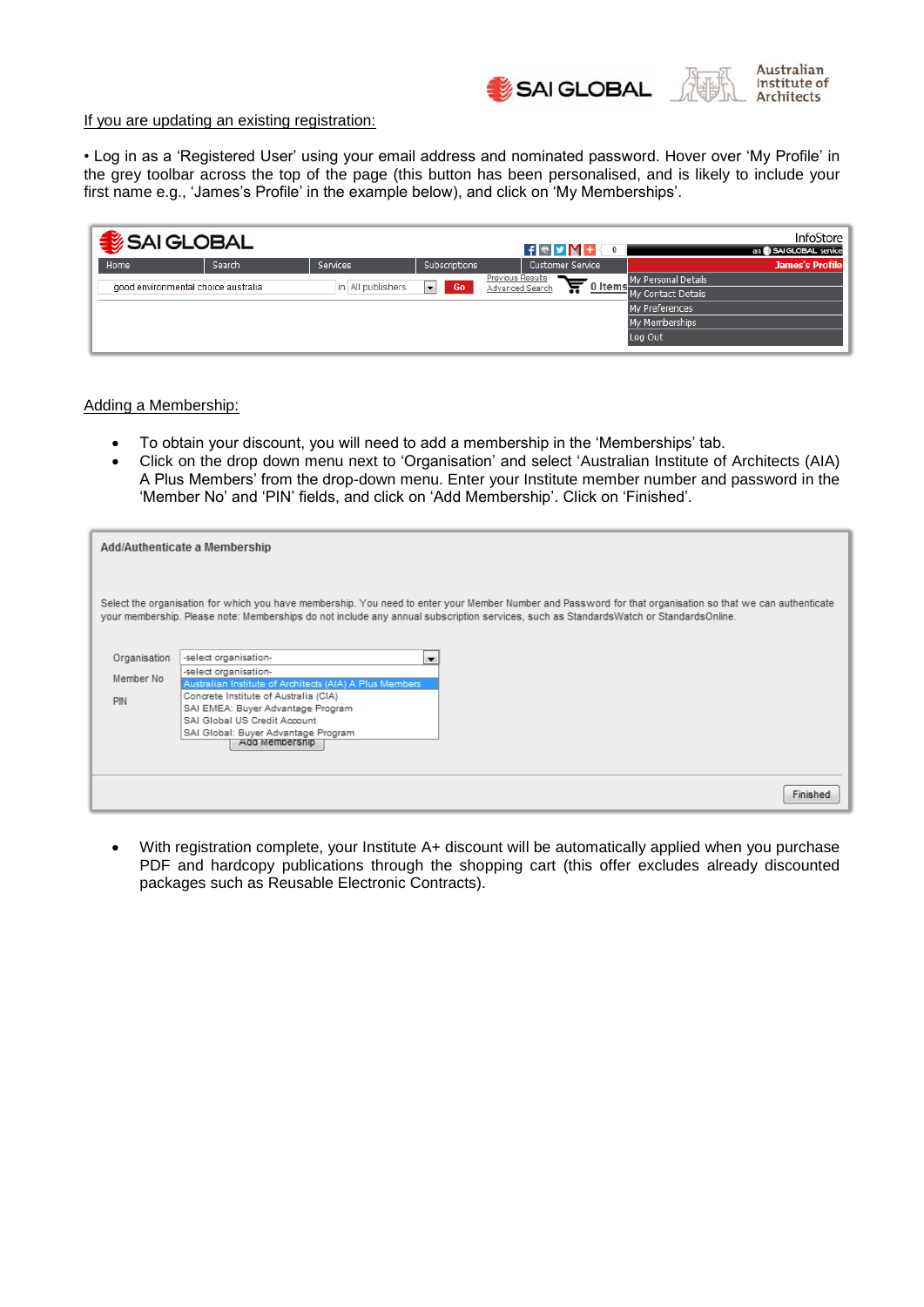If you are updating an existing registration:

• Log in as a 'Registered User' using your email address and nominated password. Hover over 'My Profile' in the grey toolbar across the top of the page (this button has been personalised, and is likely to include your first name e.g., 'James's Profile' in the example below), and click on 'My Memberships'.

Adding a Membership:

- To obtain your discount, you will need to add a membership in the 'Memberships' tab.
- Click on the drop down menu next to 'Organisation' and select 'Australian Institute of Architects (AIA) A Plus Members' from the drop-down menu. Enter your Institute member number and password in the 'Member No' and 'PIN' fields, and click on 'Add Membership'. Click on 'Finished'.

- With registration complete, your Institute A+ discount will be automatically applied when you purchase PDF and hardcopy publications through the shopping cart (this offer excludes already discounted packages such as Reusable Electronic Contracts).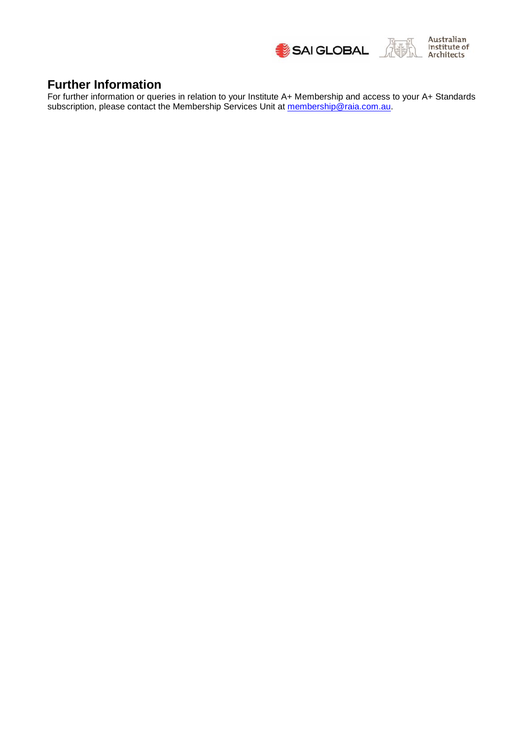## Further Information

For further information or queries in relation to your Institute A+ Membership and access to your A+ Standards subscription, please contact the Membership Services Unit at membership@raia.com.au.